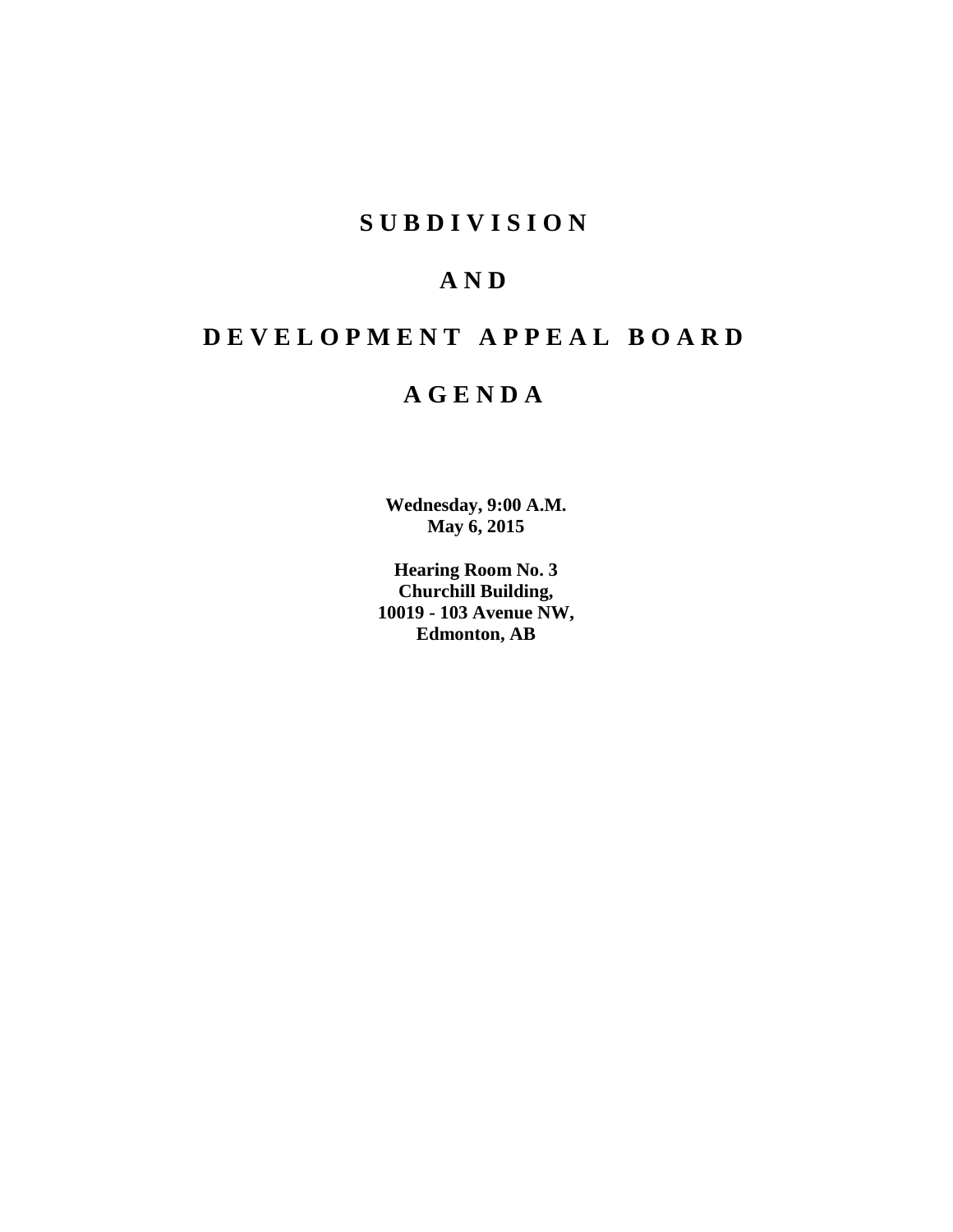# SUBDIVISION

# AND

# DEVELOPMENT APPEAL BOARD

# AGENDA

**Wednesday, 9:00 A.M.**
**May 6, 2015**

**Hearing Room No. 3**
**Churchill Building,**
**10019 - 103 Avenue NW,**
**Edmonton, AB**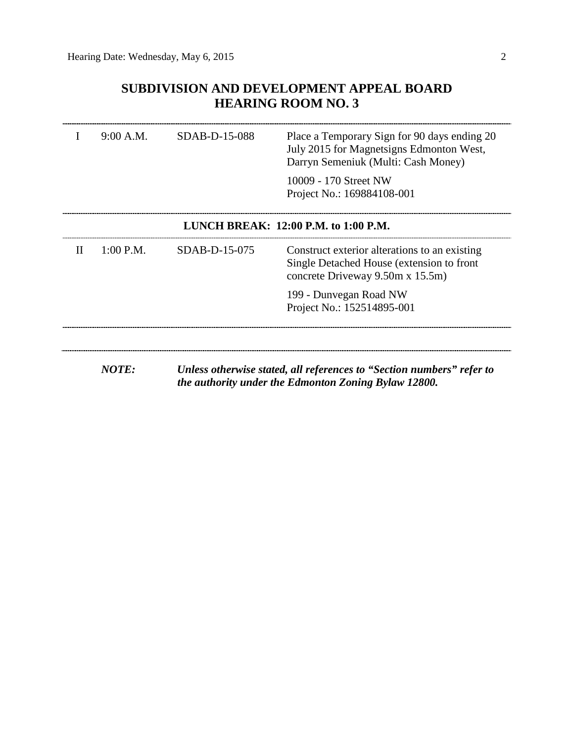## SUBDIVISION AND DEVELOPMENT APPEAL BOARD
## HEARING ROOM NO. 3

| | | | |
|---|---|---|---|
| I | 9:00 A.M. | SDAB-D-15-088 | Place a Temporary Sign for 90 days ending 20 July 2015 for Magnetsigns Edmonton West, Darryn Semeniuk (Multi: Cash Money)<br><br>10009 - 170 Street NW<br>Project No.: 169884108-001 |

**LUNCH BREAK: 12:00 P.M. to 1:00 P.M.**

| | | | |
|---|---|---|---|
| II | 1:00 P.M. | SDAB-D-15-075 | Construct exterior alterations to an existing Single Detached House (extension to front concrete Driveway 9.50m x 15.5m)<br><br>199 - Dunvegan Road NW<br>Project No.: 152514895-001 |

***NOTE:*** ***Unless otherwise stated, all references to "Section numbers" refer to the authority under the Edmonton Zoning Bylaw 12800.***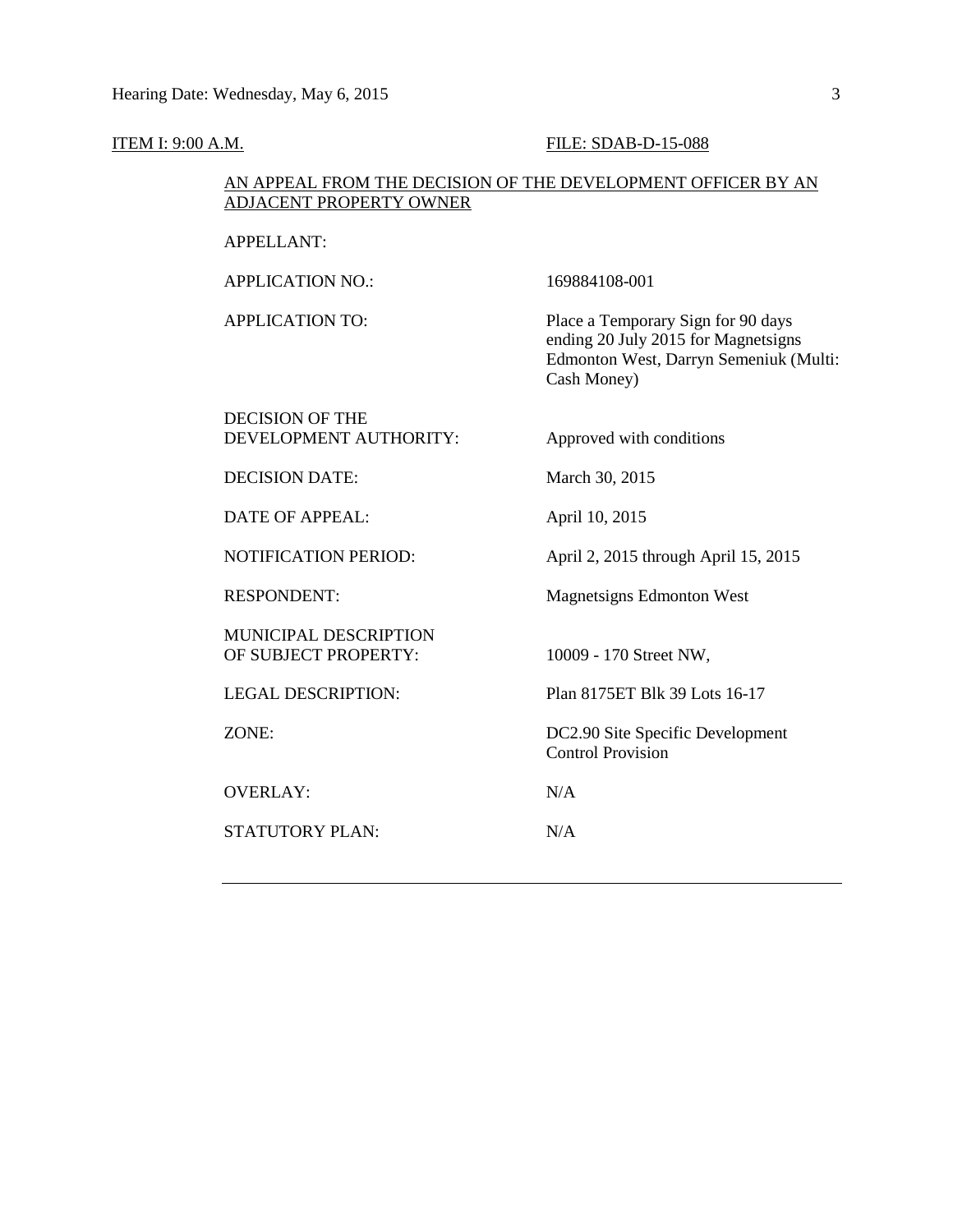ITEM I: 9:00 A.M. FILE: SDAB-D-15-088

AN APPEAL FROM THE DECISION OF THE DEVELOPMENT OFFICER BY AN ADJACENT PROPERTY OWNER

| | |
|---|---|
| APPELLANT: | |
| APPLICATION NO.: | 169884108-001 |
| APPLICATION TO: | Place a Temporary Sign for 90 days ending 20 July 2015 for Magnetsigns Edmonton West, Darryn Semeniuk (Multi: Cash Money) |
| DECISION OF THE DEVELOPMENT AUTHORITY: | Approved with conditions |
| DECISION DATE: | March 30, 2015 |
| DATE OF APPEAL: | April 10, 2015 |
| NOTIFICATION PERIOD: | April 2, 2015 through April 15, 2015 |
| RESPONDENT: | Magnetsigns Edmonton West |
| MUNICIPAL DESCRIPTION OF SUBJECT PROPERTY: | 10009 - 170 Street NW, |
| LEGAL DESCRIPTION: | Plan 8175ET Blk 39 Lots 16-17 |
| ZONE: | DC2.90 Site Specific Development Control Provision |
| OVERLAY: | N/A |
| STATUTORY PLAN: | N/A |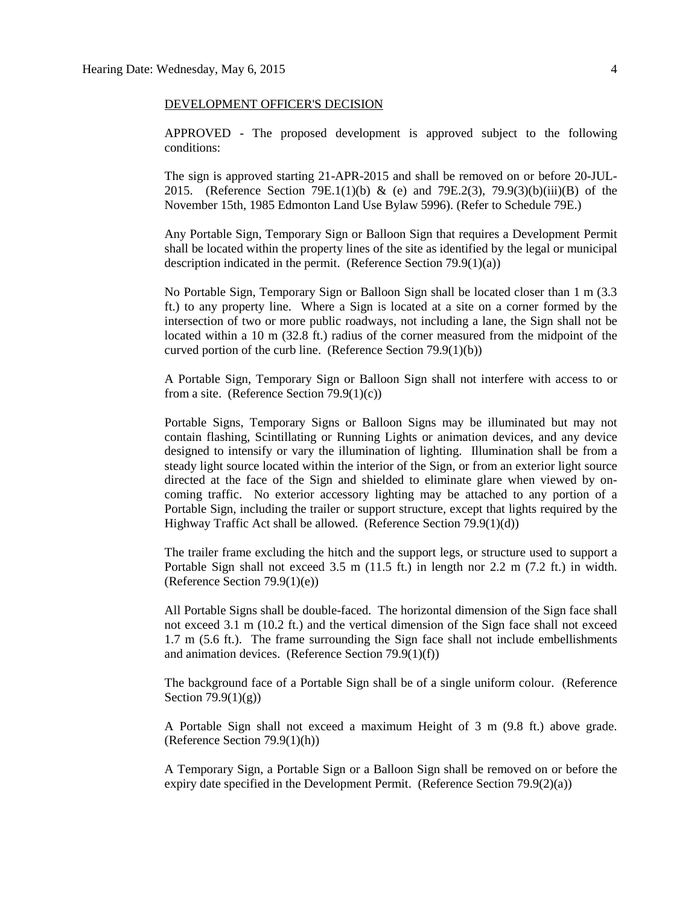DEVELOPMENT OFFICER'S DECISION

APPROVED - The proposed development is approved subject to the following conditions:

The sign is approved starting 21-APR-2015 and shall be removed on or before 20-JUL-2015. (Reference Section 79E.1(1)(b) & (e) and 79E.2(3), 79.9(3)(b)(iii)(B) of the November 15th, 1985 Edmonton Land Use Bylaw 5996). (Refer to Schedule 79E.)

Any Portable Sign, Temporary Sign or Balloon Sign that requires a Development Permit shall be located within the property lines of the site as identified by the legal or municipal description indicated in the permit. (Reference Section 79.9(1)(a))

No Portable Sign, Temporary Sign or Balloon Sign shall be located closer than 1 m (3.3 ft.) to any property line. Where a Sign is located at a site on a corner formed by the intersection of two or more public roadways, not including a lane, the Sign shall not be located within a 10 m (32.8 ft.) radius of the corner measured from the midpoint of the curved portion of the curb line. (Reference Section 79.9(1)(b))

A Portable Sign, Temporary Sign or Balloon Sign shall not interfere with access to or from a site. (Reference Section 79.9(1)(c))

Portable Signs, Temporary Signs or Balloon Signs may be illuminated but may not contain flashing, Scintillating or Running Lights or animation devices, and any device designed to intensify or vary the illumination of lighting. Illumination shall be from a steady light source located within the interior of the Sign, or from an exterior light source directed at the face of the Sign and shielded to eliminate glare when viewed by on-coming traffic. No exterior accessory lighting may be attached to any portion of a Portable Sign, including the trailer or support structure, except that lights required by the Highway Traffic Act shall be allowed. (Reference Section 79.9(1)(d))

The trailer frame excluding the hitch and the support legs, or structure used to support a Portable Sign shall not exceed 3.5 m (11.5 ft.) in length nor 2.2 m (7.2 ft.) in width. (Reference Section 79.9(1)(e))

All Portable Signs shall be double-faced. The horizontal dimension of the Sign face shall not exceed 3.1 m (10.2 ft.) and the vertical dimension of the Sign face shall not exceed 1.7 m (5.6 ft.). The frame surrounding the Sign face shall not include embellishments and animation devices. (Reference Section 79.9(1)(f))

The background face of a Portable Sign shall be of a single uniform colour. (Reference Section 79.9(1)(g))

A Portable Sign shall not exceed a maximum Height of 3 m (9.8 ft.) above grade. (Reference Section 79.9(1)(h))

A Temporary Sign, a Portable Sign or a Balloon Sign shall be removed on or before the expiry date specified in the Development Permit. (Reference Section 79.9(2)(a))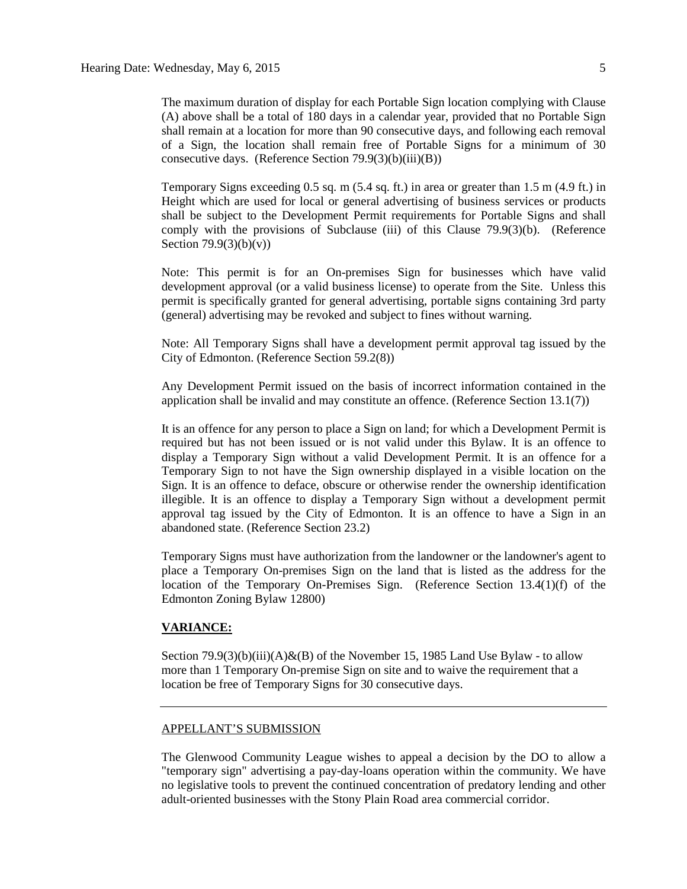The maximum duration of display for each Portable Sign location complying with Clause (A) above shall be a total of 180 days in a calendar year, provided that no Portable Sign shall remain at a location for more than 90 consecutive days, and following each removal of a Sign, the location shall remain free of Portable Signs for a minimum of 30 consecutive days. (Reference Section 79.9(3)(b)(iii)(B))

Temporary Signs exceeding 0.5 sq. m (5.4 sq. ft.) in area or greater than 1.5 m (4.9 ft.) in Height which are used for local or general advertising of business services or products shall be subject to the Development Permit requirements for Portable Signs and shall comply with the provisions of Subclause (iii) of this Clause 79.9(3)(b). (Reference Section 79.9(3)(b)(v))

Note: This permit is for an On-premises Sign for businesses which have valid development approval (or a valid business license) to operate from the Site. Unless this permit is specifically granted for general advertising, portable signs containing 3rd party (general) advertising may be revoked and subject to fines without warning.

Note: All Temporary Signs shall have a development permit approval tag issued by the City of Edmonton. (Reference Section 59.2(8))

Any Development Permit issued on the basis of incorrect information contained in the application shall be invalid and may constitute an offence. (Reference Section 13.1(7))

It is an offence for any person to place a Sign on land; for which a Development Permit is required but has not been issued or is not valid under this Bylaw. It is an offence to display a Temporary Sign without a valid Development Permit. It is an offence for a Temporary Sign to not have the Sign ownership displayed in a visible location on the Sign. It is an offence to deface, obscure or otherwise render the ownership identification illegible. It is an offence to display a Temporary Sign without a development permit approval tag issued by the City of Edmonton. It is an offence to have a Sign in an abandoned state. (Reference Section 23.2)

Temporary Signs must have authorization from the landowner or the landowner's agent to place a Temporary On-premises Sign on the land that is listed as the address for the location of the Temporary On-Premises Sign. (Reference Section 13.4(1)(f) of the Edmonton Zoning Bylaw 12800)

**VARIANCE:**

Section 79.9(3)(b)(iii)(A)&(B) of the November 15, 1985 Land Use Bylaw - to allow more than 1 Temporary On-premise Sign on site and to waive the requirement that a location be free of Temporary Signs for 30 consecutive days.

---

APPELLANT'S SUBMISSION

The Glenwood Community League wishes to appeal a decision by the DO to allow a "temporary sign" advertising a pay-day-loans operation within the community. We have no legislative tools to prevent the continued concentration of predatory lending and other adult-oriented businesses with the Stony Plain Road area commercial corridor.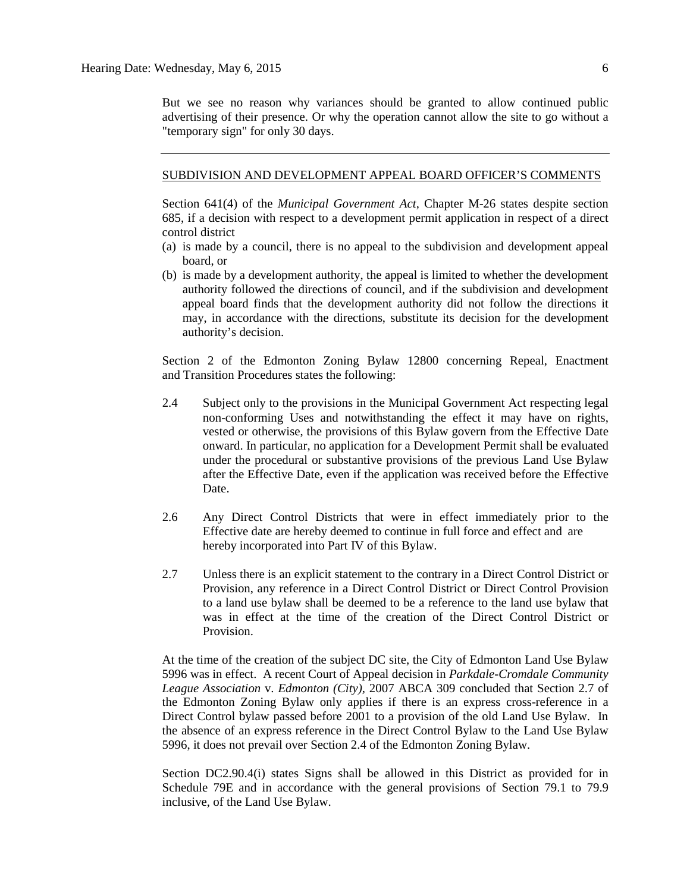But we see no reason why variances should be granted to allow continued public advertising of their presence. Or why the operation cannot allow the site to go without a "temporary sign" for only 30 days.

---

SUBDIVISION AND DEVELOPMENT APPEAL BOARD OFFICER'S COMMENTS

Section 641(4) of the *Municipal Government Act*, Chapter M-26 states despite section 685, if a decision with respect to a development permit application in respect of a direct control district

(a) is made by a council, there is no appeal to the subdivision and development appeal board, or
(b) is made by a development authority, the appeal is limited to whether the development authority followed the directions of council, and if the subdivision and development appeal board finds that the development authority did not follow the directions it may, in accordance with the directions, substitute its decision for the development authority's decision.

Section 2 of the Edmonton Zoning Bylaw 12800 concerning Repeal, Enactment and Transition Procedures states the following:

2.4 Subject only to the provisions in the Municipal Government Act respecting legal non-conforming Uses and notwithstanding the effect it may have on rights, vested or otherwise, the provisions of this Bylaw govern from the Effective Date onward. In particular, no application for a Development Permit shall be evaluated under the procedural or substantive provisions of the previous Land Use Bylaw after the Effective Date, even if the application was received before the Effective Date.

2.6 Any Direct Control Districts that were in effect immediately prior to the Effective date are hereby deemed to continue in full force and effect and are hereby incorporated into Part IV of this Bylaw.

2.7 Unless there is an explicit statement to the contrary in a Direct Control District or Provision, any reference in a Direct Control District or Direct Control Provision to a land use bylaw shall be deemed to be a reference to the land use bylaw that was in effect at the time of the creation of the Direct Control District or Provision.

At the time of the creation of the subject DC site, the City of Edmonton Land Use Bylaw 5996 was in effect. A recent Court of Appeal decision in *Parkdale-Cromdale Community League Association* v. *Edmonton (City)*, 2007 ABCA 309 concluded that Section 2.7 of the Edmonton Zoning Bylaw only applies if there is an express cross-reference in a Direct Control bylaw passed before 2001 to a provision of the old Land Use Bylaw. In the absence of an express reference in the Direct Control Bylaw to the Land Use Bylaw 5996, it does not prevail over Section 2.4 of the Edmonton Zoning Bylaw.

Section DC2.90.4(i) states Signs shall be allowed in this District as provided for in Schedule 79E and in accordance with the general provisions of Section 79.1 to 79.9 inclusive, of the Land Use Bylaw.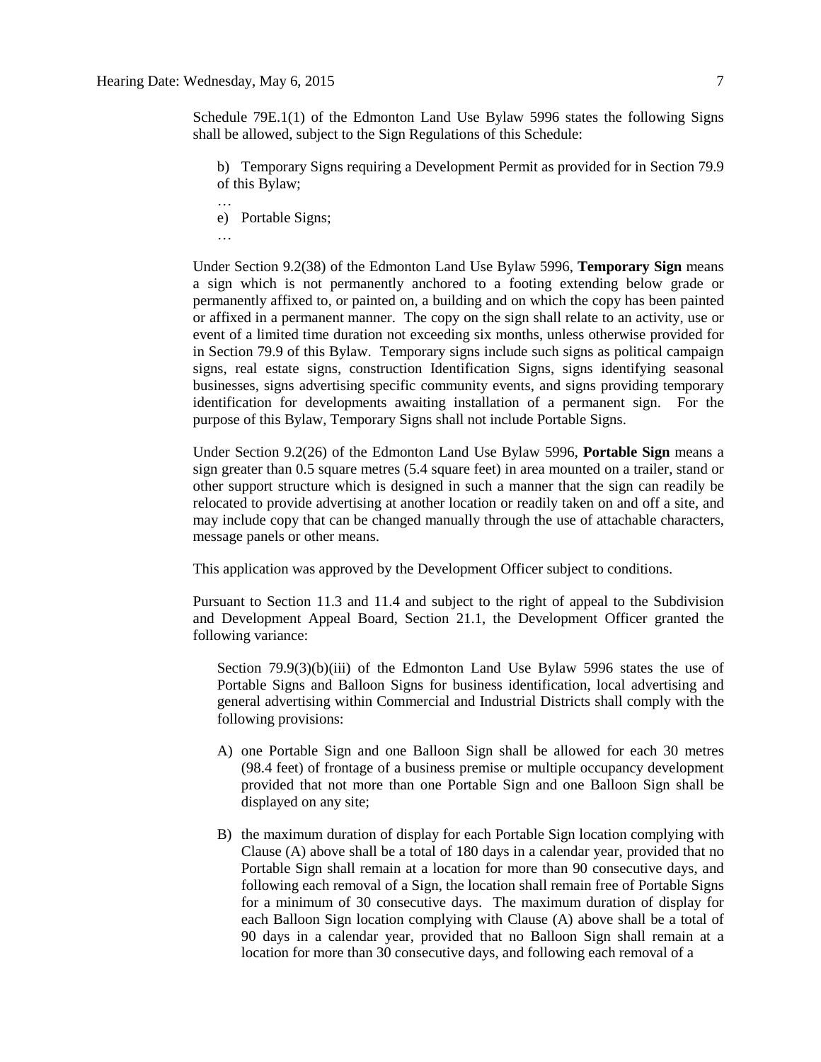Schedule 79E.1(1) of the Edmonton Land Use Bylaw 5996 states the following Signs shall be allowed, subject to the Sign Regulations of this Schedule:

> b) Temporary Signs requiring a Development Permit as provided for in Section 79.9 of this Bylaw;
>
> …
>
> e) Portable Signs;
>
> …

Under Section 9.2(38) of the Edmonton Land Use Bylaw 5996, **Temporary Sign** means a sign which is not permanently anchored to a footing extending below grade or permanently affixed to, or painted on, a building and on which the copy has been painted or affixed in a permanent manner. The copy on the sign shall relate to an activity, use or event of a limited time duration not exceeding six months, unless otherwise provided for in Section 79.9 of this Bylaw. Temporary signs include such signs as political campaign signs, real estate signs, construction Identification Signs, signs identifying seasonal businesses, signs advertising specific community events, and signs providing temporary identification for developments awaiting installation of a permanent sign. For the purpose of this Bylaw, Temporary Signs shall not include Portable Signs.

Under Section 9.2(26) of the Edmonton Land Use Bylaw 5996, **Portable Sign** means a sign greater than 0.5 square metres (5.4 square feet) in area mounted on a trailer, stand or other support structure which is designed in such a manner that the sign can readily be relocated to provide advertising at another location or readily taken on and off a site, and may include copy that can be changed manually through the use of attachable characters, message panels or other means.

This application was approved by the Development Officer subject to conditions.

Pursuant to Section 11.3 and 11.4 and subject to the right of appeal to the Subdivision and Development Appeal Board, Section 21.1, the Development Officer granted the following variance:

> Section 79.9(3)(b)(iii) of the Edmonton Land Use Bylaw 5996 states the use of Portable Signs and Balloon Signs for business identification, local advertising and general advertising within Commercial and Industrial Districts shall comply with the following provisions:
>
> A) one Portable Sign and one Balloon Sign shall be allowed for each 30 metres (98.4 feet) of frontage of a business premise or multiple occupancy development provided that not more than one Portable Sign and one Balloon Sign shall be displayed on any site;
>
> B) the maximum duration of display for each Portable Sign location complying with Clause (A) above shall be a total of 180 days in a calendar year, provided that no Portable Sign shall remain at a location for more than 90 consecutive days, and following each removal of a Sign, the location shall remain free of Portable Signs for a minimum of 30 consecutive days. The maximum duration of display for each Balloon Sign location complying with Clause (A) above shall be a total of 90 days in a calendar year, provided that no Balloon Sign shall remain at a location for more than 30 consecutive days, and following each removal of a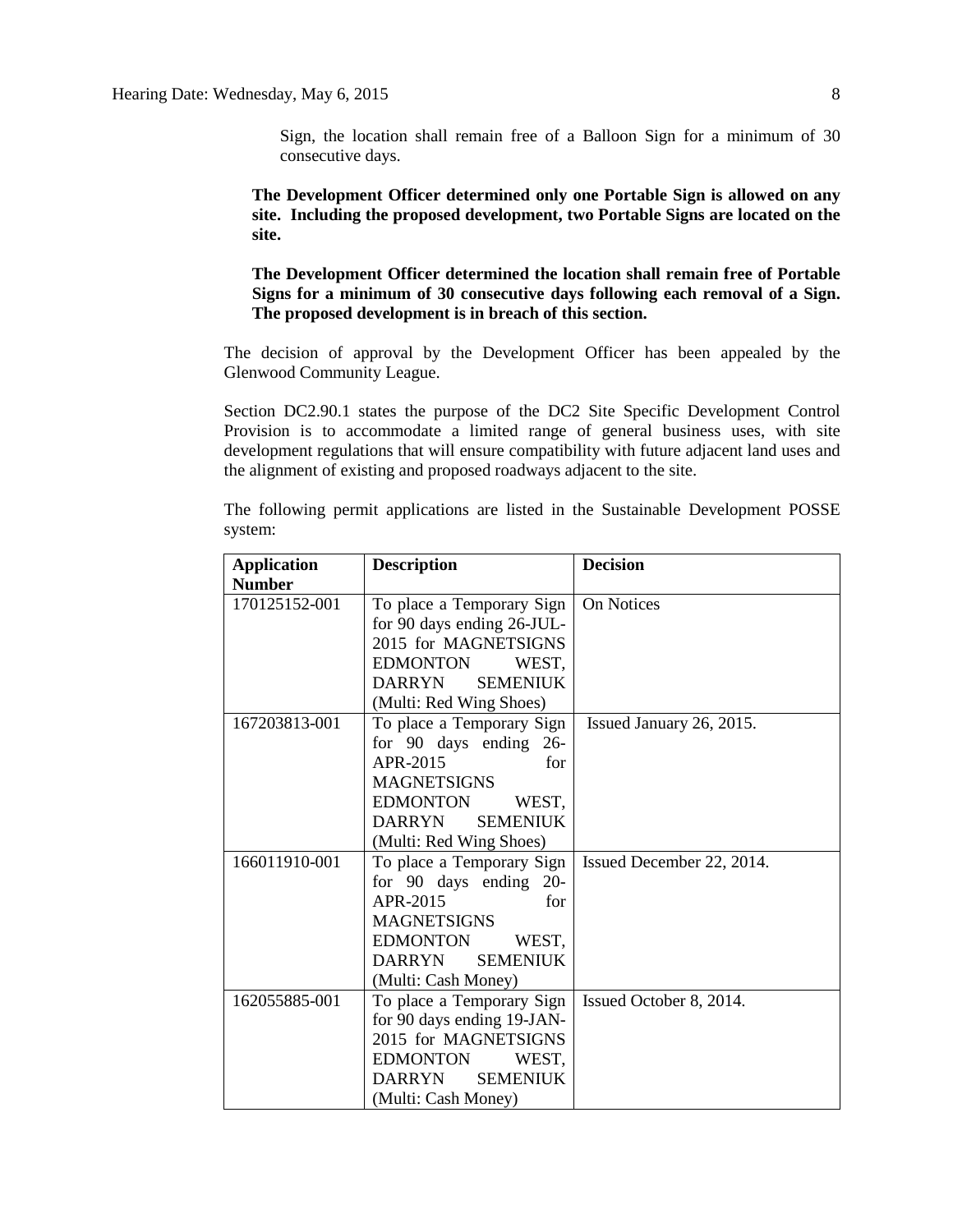Sign, the location shall remain free of a Balloon Sign for a minimum of 30 consecutive days.

**The Development Officer determined only one Portable Sign is allowed on any site. Including the proposed development, two Portable Signs are located on the site.**

**The Development Officer determined the location shall remain free of Portable Signs for a minimum of 30 consecutive days following each removal of a Sign. The proposed development is in breach of this section.**

The decision of approval by the Development Officer has been appealed by the Glenwood Community League.

Section DC2.90.1 states the purpose of the DC2 Site Specific Development Control Provision is to accommodate a limited range of general business uses, with site development regulations that will ensure compatibility with future adjacent land uses and the alignment of existing and proposed roadways adjacent to the site.

The following permit applications are listed in the Sustainable Development POSSE system:

| Application Number | Description | Decision |
|---|---|---|
| 170125152-001 | To place a Temporary Sign for 90 days ending 26-JUL-2015 for MAGNETSIGNS EDMONTON WEST, DARRYN SEMENIUK (Multi: Red Wing Shoes) | On Notices |
| 167203813-001 | To place a Temporary Sign for 90 days ending 26-APR-2015 for MAGNETSIGNS EDMONTON WEST, DARRYN SEMENIUK (Multi: Red Wing Shoes) | Issued January 26, 2015. |
| 166011910-001 | To place a Temporary Sign for 90 days ending 20-APR-2015 for MAGNETSIGNS EDMONTON WEST, DARRYN SEMENIUK (Multi: Cash Money) | Issued December 22, 2014. |
| 162055885-001 | To place a Temporary Sign for 90 days ending 19-JAN-2015 for MAGNETSIGNS EDMONTON WEST, DARRYN SEMENIUK (Multi: Cash Money) | Issued October 8, 2014. |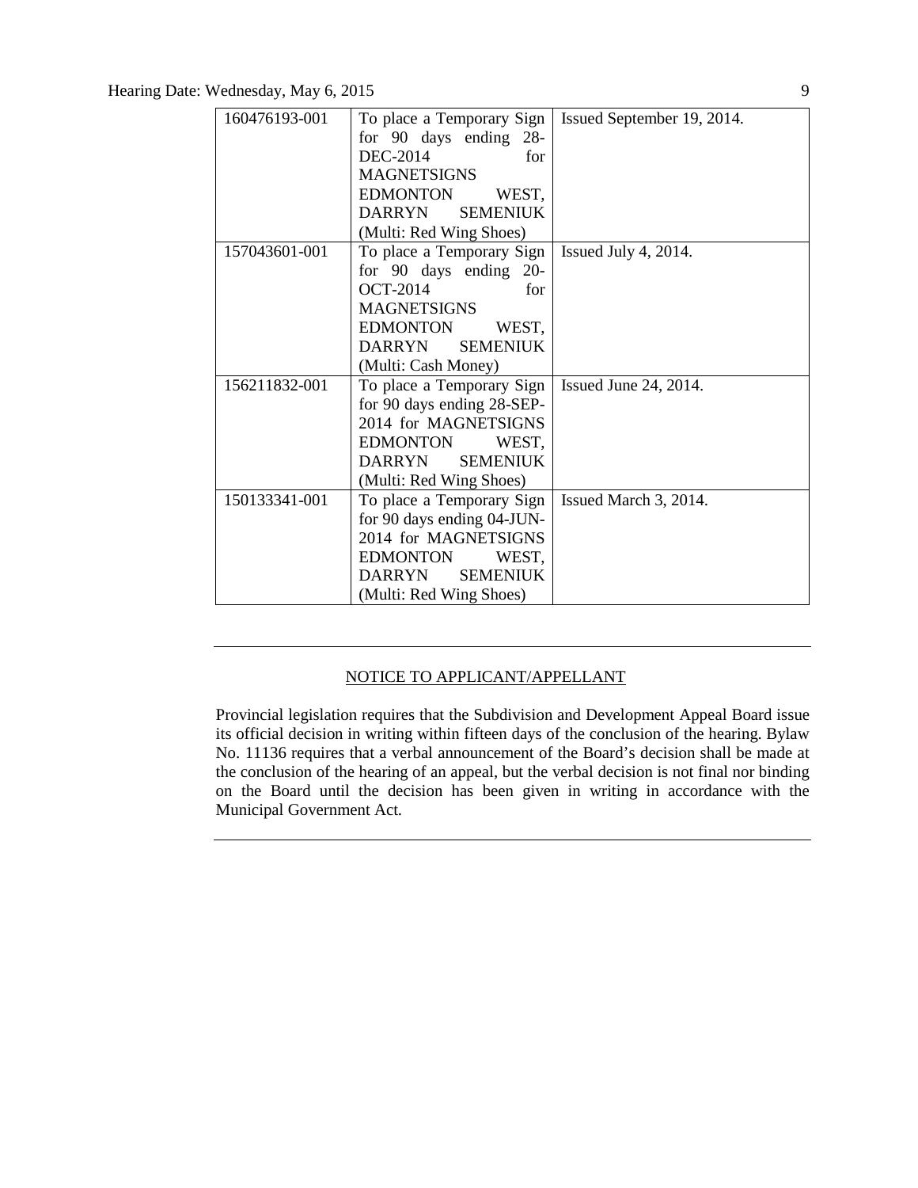| | | |
|---|---|---|
| 160476193-001 | To place a Temporary Sign for 90 days ending 28-DEC-2014 for MAGNETSIGNS EDMONTON WEST, DARRYN SEMENIUK (Multi: Red Wing Shoes) | Issued September 19, 2014. |
| 157043601-001 | To place a Temporary Sign for 90 days ending 20-OCT-2014 for MAGNETSIGNS EDMONTON WEST, DARRYN SEMENIUK (Multi: Cash Money) | Issued July 4, 2014. |
| 156211832-001 | To place a Temporary Sign for 90 days ending 28-SEP-2014 for MAGNETSIGNS EDMONTON WEST, DARRYN SEMENIUK (Multi: Red Wing Shoes) | Issued June 24, 2014. |
| 150133341-001 | To place a Temporary Sign for 90 days ending 04-JUN-2014 for MAGNETSIGNS EDMONTON WEST, DARRYN SEMENIUK (Multi: Red Wing Shoes) | Issued March 3, 2014. |

---

NOTICE TO APPLICANT/APPELLANT

Provincial legislation requires that the Subdivision and Development Appeal Board issue its official decision in writing within fifteen days of the conclusion of the hearing. Bylaw No. 11136 requires that a verbal announcement of the Board's decision shall be made at the conclusion of the hearing of an appeal, but the verbal decision is not final nor binding on the Board until the decision has been given in writing in accordance with the Municipal Government Act.

---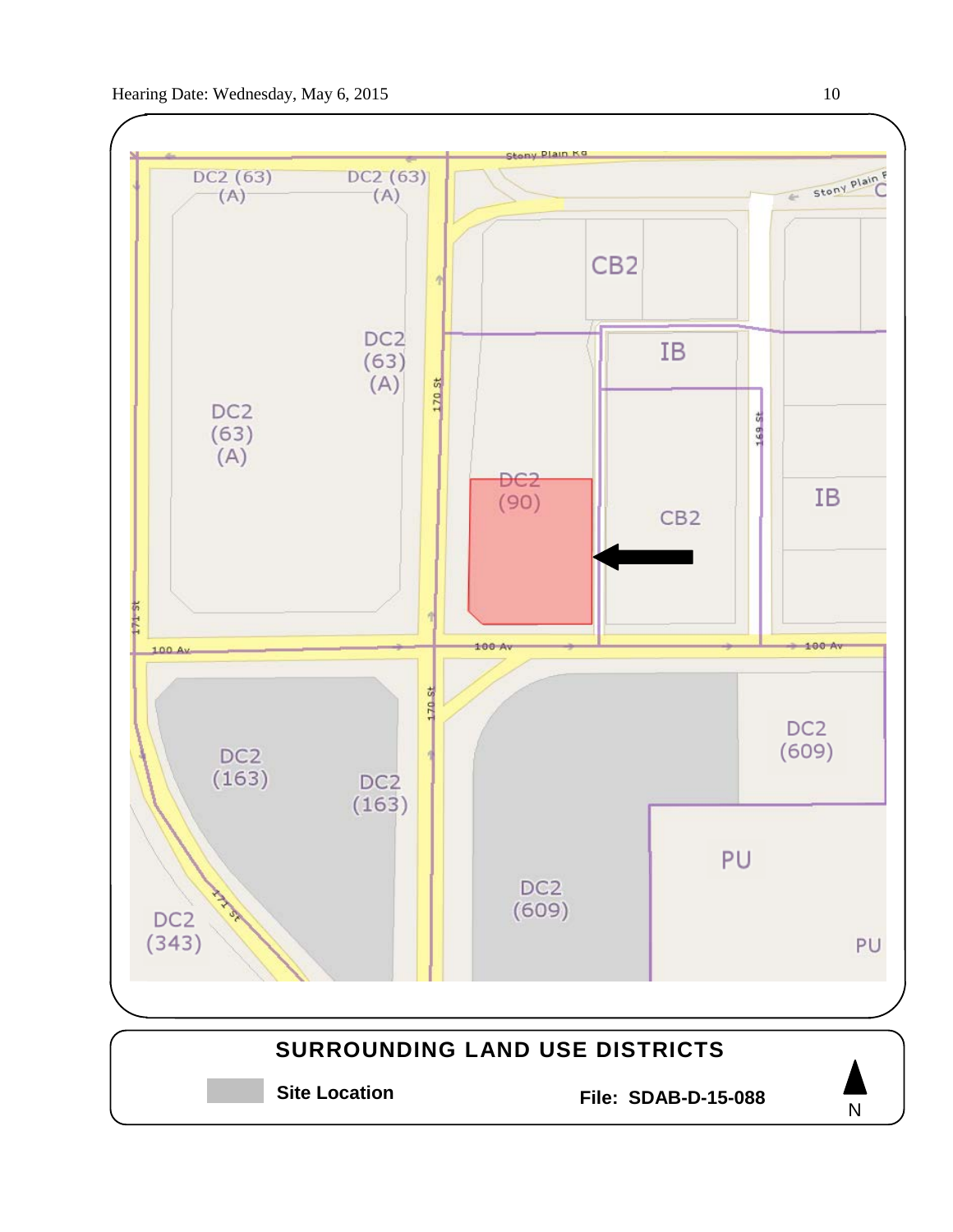DC2 (63) (A)

DC2 (63) (A)

DC2 (63) (A)

DC2 (63) (A)

Stony Plain Rd

Stony Plain Rd

CB2

IB

170 St

169 St

DC2 (90)

CB2

IB

171 St

100 Av

100 Av

100 Av

170 St

DC2 (163)

DC2 (163)

DC2 (609)

DC2 (609)

PU

PU

171 St

DC2 (343)

**SURROUNDING LAND USE DISTRICTS**

**Site Location**

**File: SDAB-D-15-088**

N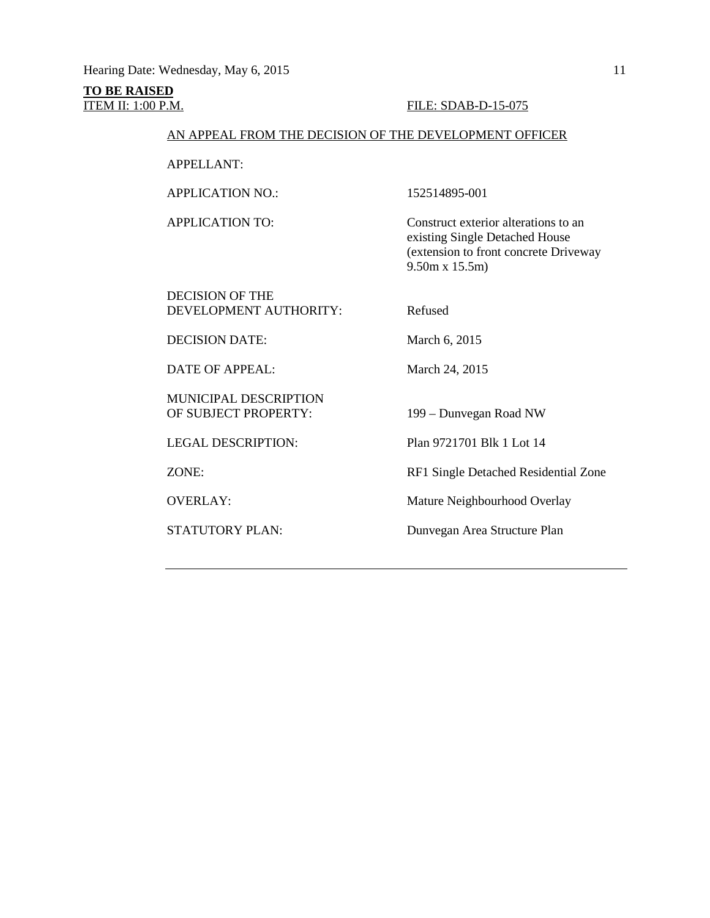Hearing Date: Wednesday, May 6, 2015

**TO BE RAISED**
ITEM II: 1:00 P.M. FILE: SDAB-D-15-075

AN APPEAL FROM THE DECISION OF THE DEVELOPMENT OFFICER

| | |
|---|---|
| APPELLANT: | |
| APPLICATION NO.: | 152514895-001 |
| APPLICATION TO: | Construct exterior alterations to an existing Single Detached House (extension to front concrete Driveway 9.50m x 15.5m) |
| DECISION OF THE DEVELOPMENT AUTHORITY: | Refused |
| DECISION DATE: | March 6, 2015 |
| DATE OF APPEAL: | March 24, 2015 |
| MUNICIPAL DESCRIPTION OF SUBJECT PROPERTY: | 199 – Dunvegan Road NW |
| LEGAL DESCRIPTION: | Plan 9721701 Blk 1 Lot 14 |
| ZONE: | RF1 Single Detached Residential Zone |
| OVERLAY: | Mature Neighbourhood Overlay |
| STATUTORY PLAN: | Dunvegan Area Structure Plan |

---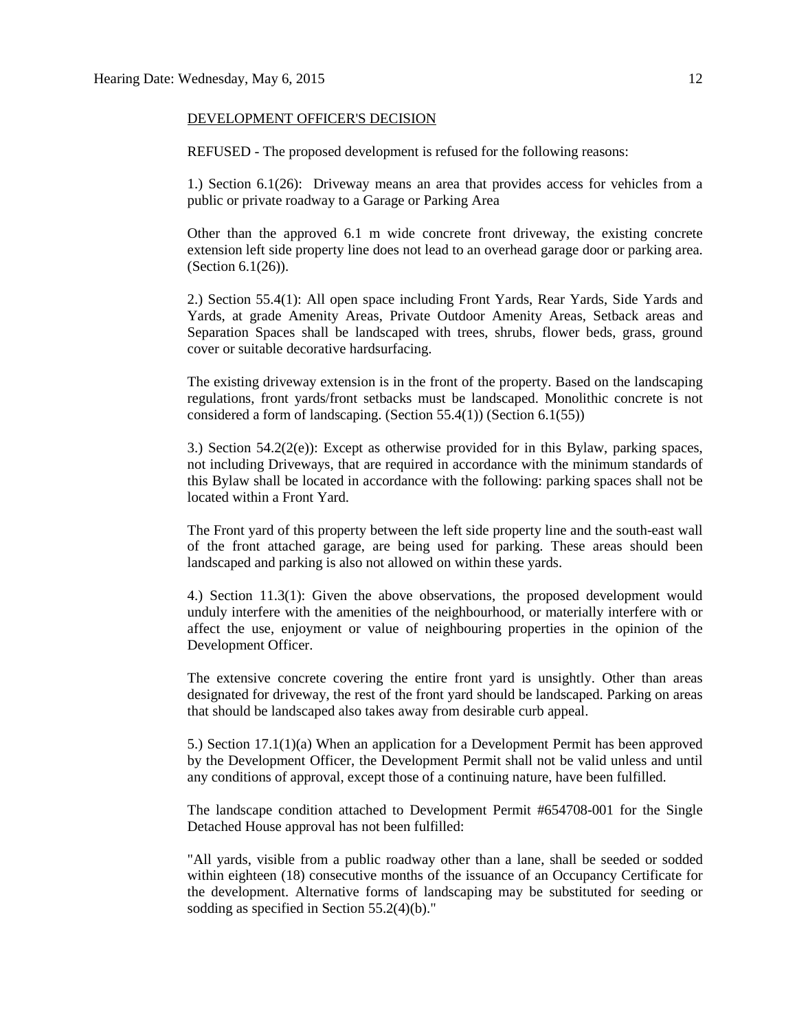DEVELOPMENT OFFICER'S DECISION

REFUSED - The proposed development is refused for the following reasons:

1.) Section 6.1(26): Driveway means an area that provides access for vehicles from a public or private roadway to a Garage or Parking Area

Other than the approved 6.1 m wide concrete front driveway, the existing concrete extension left side property line does not lead to an overhead garage door or parking area. (Section 6.1(26)).

2.) Section 55.4(1): All open space including Front Yards, Rear Yards, Side Yards and Yards, at grade Amenity Areas, Private Outdoor Amenity Areas, Setback areas and Separation Spaces shall be landscaped with trees, shrubs, flower beds, grass, ground cover or suitable decorative hardsurfacing.

The existing driveway extension is in the front of the property. Based on the landscaping regulations, front yards/front setbacks must be landscaped. Monolithic concrete is not considered a form of landscaping. (Section 55.4(1)) (Section 6.1(55))

3.) Section 54.2(2(e)): Except as otherwise provided for in this Bylaw, parking spaces, not including Driveways, that are required in accordance with the minimum standards of this Bylaw shall be located in accordance with the following: parking spaces shall not be located within a Front Yard.

The Front yard of this property between the left side property line and the south-east wall of the front attached garage, are being used for parking. These areas should been landscaped and parking is also not allowed on within these yards.

4.) Section 11.3(1): Given the above observations, the proposed development would unduly interfere with the amenities of the neighbourhood, or materially interfere with or affect the use, enjoyment or value of neighbouring properties in the opinion of the Development Officer.

The extensive concrete covering the entire front yard is unsightly. Other than areas designated for driveway, the rest of the front yard should be landscaped. Parking on areas that should be landscaped also takes away from desirable curb appeal.

5.) Section 17.1(1)(a) When an application for a Development Permit has been approved by the Development Officer, the Development Permit shall not be valid unless and until any conditions of approval, except those of a continuing nature, have been fulfilled.

The landscape condition attached to Development Permit #654708-001 for the Single Detached House approval has not been fulfilled:

"All yards, visible from a public roadway other than a lane, shall be seeded or sodded within eighteen (18) consecutive months of the issuance of an Occupancy Certificate for the development. Alternative forms of landscaping may be substituted for seeding or sodding as specified in Section 55.2(4)(b)."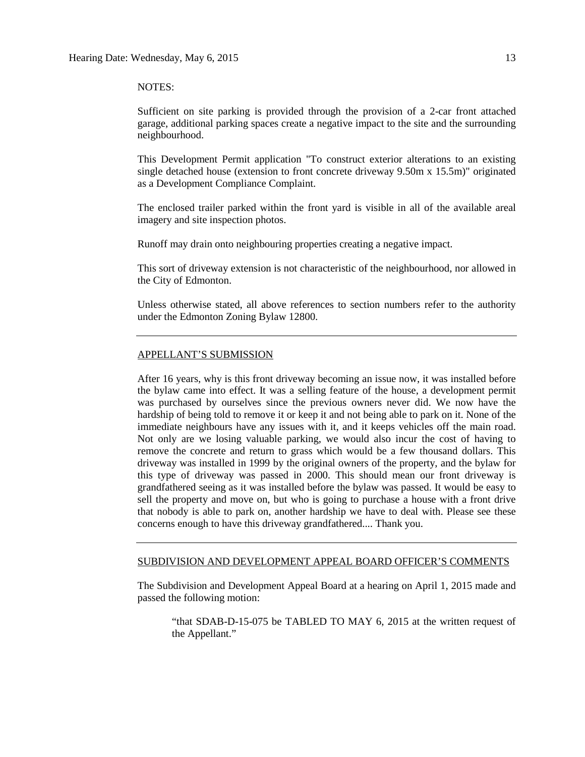NOTES:

Sufficient on site parking is provided through the provision of a 2-car front attached garage, additional parking spaces create a negative impact to the site and the surrounding neighbourhood.

This Development Permit application "To construct exterior alterations to an existing single detached house (extension to front concrete driveway 9.50m x 15.5m)" originated as a Development Compliance Complaint.

The enclosed trailer parked within the front yard is visible in all of the available areal imagery and site inspection photos.

Runoff may drain onto neighbouring properties creating a negative impact.

This sort of driveway extension is not characteristic of the neighbourhood, nor allowed in the City of Edmonton.

Unless otherwise stated, all above references to section numbers refer to the authority under the Edmonton Zoning Bylaw 12800.

---

## APPELLANT'S SUBMISSION

After 16 years, why is this front driveway becoming an issue now, it was installed before the bylaw came into effect. It was a selling feature of the house, a development permit was purchased by ourselves since the previous owners never did. We now have the hardship of being told to remove it or keep it and not being able to park on it. None of the immediate neighbours have any issues with it, and it keeps vehicles off the main road. Not only are we losing valuable parking, we would also incur the cost of having to remove the concrete and return to grass which would be a few thousand dollars. This driveway was installed in 1999 by the original owners of the property, and the bylaw for this type of driveway was passed in 2000. This should mean our front driveway is grandfathered seeing as it was installed before the bylaw was passed. It would be easy to sell the property and move on, but who is going to purchase a house with a front drive that nobody is able to park on, another hardship we have to deal with. Please see these concerns enough to have this driveway grandfathered.... Thank you.

---

## SUBDIVISION AND DEVELOPMENT APPEAL BOARD OFFICER'S COMMENTS

The Subdivision and Development Appeal Board at a hearing on April 1, 2015 made and passed the following motion:

> "that SDAB-D-15-075 be TABLED TO MAY 6, 2015 at the written request of the Appellant."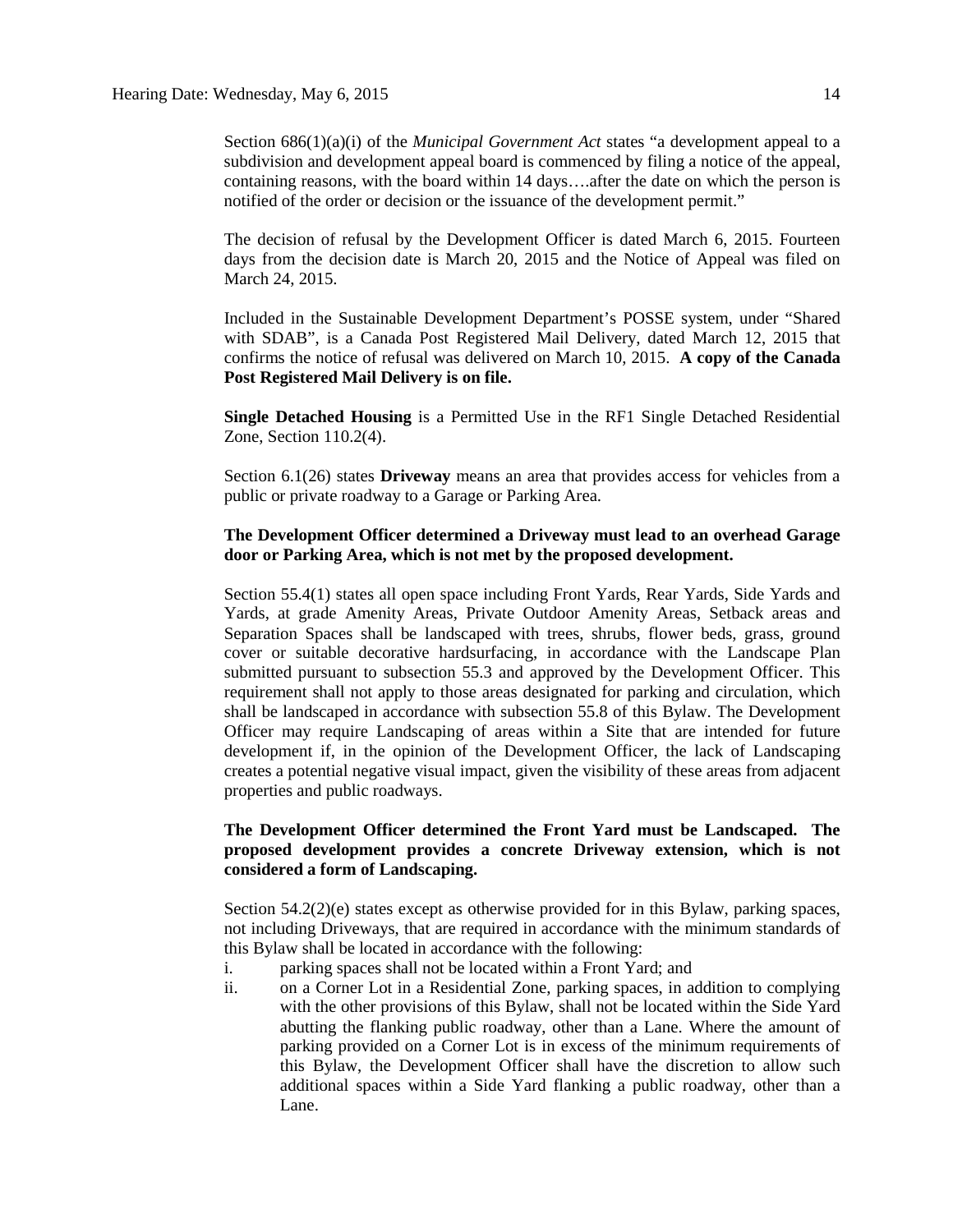Section 686(1)(a)(i) of the *Municipal Government Act* states "a development appeal to a subdivision and development appeal board is commenced by filing a notice of the appeal, containing reasons, with the board within 14 days….after the date on which the person is notified of the order or decision or the issuance of the development permit."

The decision of refusal by the Development Officer is dated March 6, 2015. Fourteen days from the decision date is March 20, 2015 and the Notice of Appeal was filed on March 24, 2015.

Included in the Sustainable Development Department's POSSE system, under "Shared with SDAB", is a Canada Post Registered Mail Delivery, dated March 12, 2015 that confirms the notice of refusal was delivered on March 10, 2015. **A copy of the Canada Post Registered Mail Delivery is on file.**

**Single Detached Housing** is a Permitted Use in the RF1 Single Detached Residential Zone, Section 110.2(4).

Section 6.1(26) states **Driveway** means an area that provides access for vehicles from a public or private roadway to a Garage or Parking Area.

**The Development Officer determined a Driveway must lead to an overhead Garage door or Parking Area, which is not met by the proposed development.**

Section 55.4(1) states all open space including Front Yards, Rear Yards, Side Yards and Yards, at grade Amenity Areas, Private Outdoor Amenity Areas, Setback areas and Separation Spaces shall be landscaped with trees, shrubs, flower beds, grass, ground cover or suitable decorative hardsurfacing, in accordance with the Landscape Plan submitted pursuant to subsection 55.3 and approved by the Development Officer. This requirement shall not apply to those areas designated for parking and circulation, which shall be landscaped in accordance with subsection 55.8 of this Bylaw. The Development Officer may require Landscaping of areas within a Site that are intended for future development if, in the opinion of the Development Officer, the lack of Landscaping creates a potential negative visual impact, given the visibility of these areas from adjacent properties and public roadways.

**The Development Officer determined the Front Yard must be Landscaped. The proposed development provides a concrete Driveway extension, which is not considered a form of Landscaping.**

Section 54.2(2)(e) states except as otherwise provided for in this Bylaw, parking spaces, not including Driveways, that are required in accordance with the minimum standards of this Bylaw shall be located in accordance with the following:

i. parking spaces shall not be located within a Front Yard; and
ii. on a Corner Lot in a Residential Zone, parking spaces, in addition to complying with the other provisions of this Bylaw, shall not be located within the Side Yard abutting the flanking public roadway, other than a Lane. Where the amount of parking provided on a Corner Lot is in excess of the minimum requirements of this Bylaw, the Development Officer shall have the discretion to allow such additional spaces within a Side Yard flanking a public roadway, other than a Lane.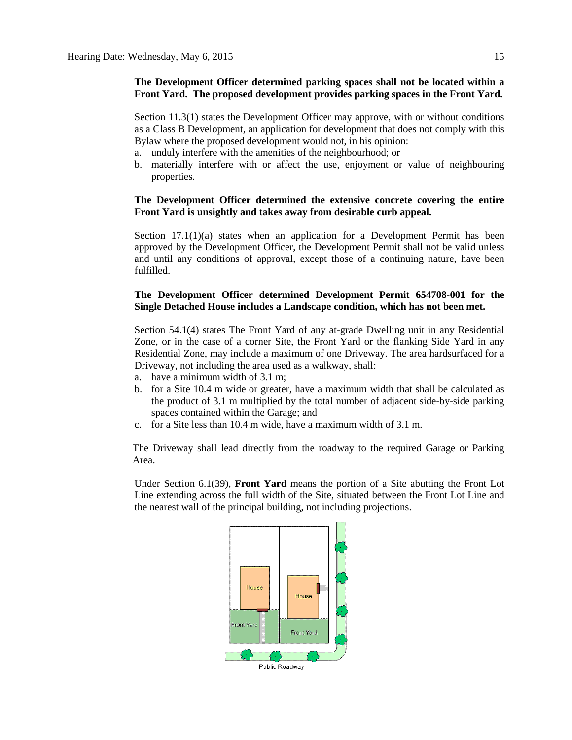**The Development Officer determined parking spaces shall not be located within a Front Yard. The proposed development provides parking spaces in the Front Yard.**

Section 11.3(1) states the Development Officer may approve, with or without conditions as a Class B Development, an application for development that does not comply with this Bylaw where the proposed development would not, in his opinion:

a. unduly interfere with the amenities of the neighbourhood; or
b. materially interfere with or affect the use, enjoyment or value of neighbouring properties.

**The Development Officer determined the extensive concrete covering the entire Front Yard is unsightly and takes away from desirable curb appeal.**

Section 17.1(1)(a) states when an application for a Development Permit has been approved by the Development Officer, the Development Permit shall not be valid unless and until any conditions of approval, except those of a continuing nature, have been fulfilled.

**The Development Officer determined Development Permit 654708-001 for the Single Detached House includes a Landscape condition, which has not been met.**

Section 54.1(4) states The Front Yard of any at-grade Dwelling unit in any Residential Zone, or in the case of a corner Site, the Front Yard or the flanking Side Yard in any Residential Zone, may include a maximum of one Driveway. The area hardsurfaced for a Driveway, not including the area used as a walkway, shall:

a. have a minimum width of 3.1 m;
b. for a Site 10.4 m wide or greater, have a maximum width that shall be calculated as the product of 3.1 m multiplied by the total number of adjacent side-by-side parking spaces contained within the Garage; and
c. for a Site less than 10.4 m wide, have a maximum width of 3.1 m.

The Driveway shall lead directly from the roadway to the required Garage or Parking Area.

Under Section 6.1(39), **Front Yard** means the portion of a Site abutting the Front Lot Line extending across the full width of the Site, situated between the Front Lot Line and the nearest wall of the principal building, not including projections.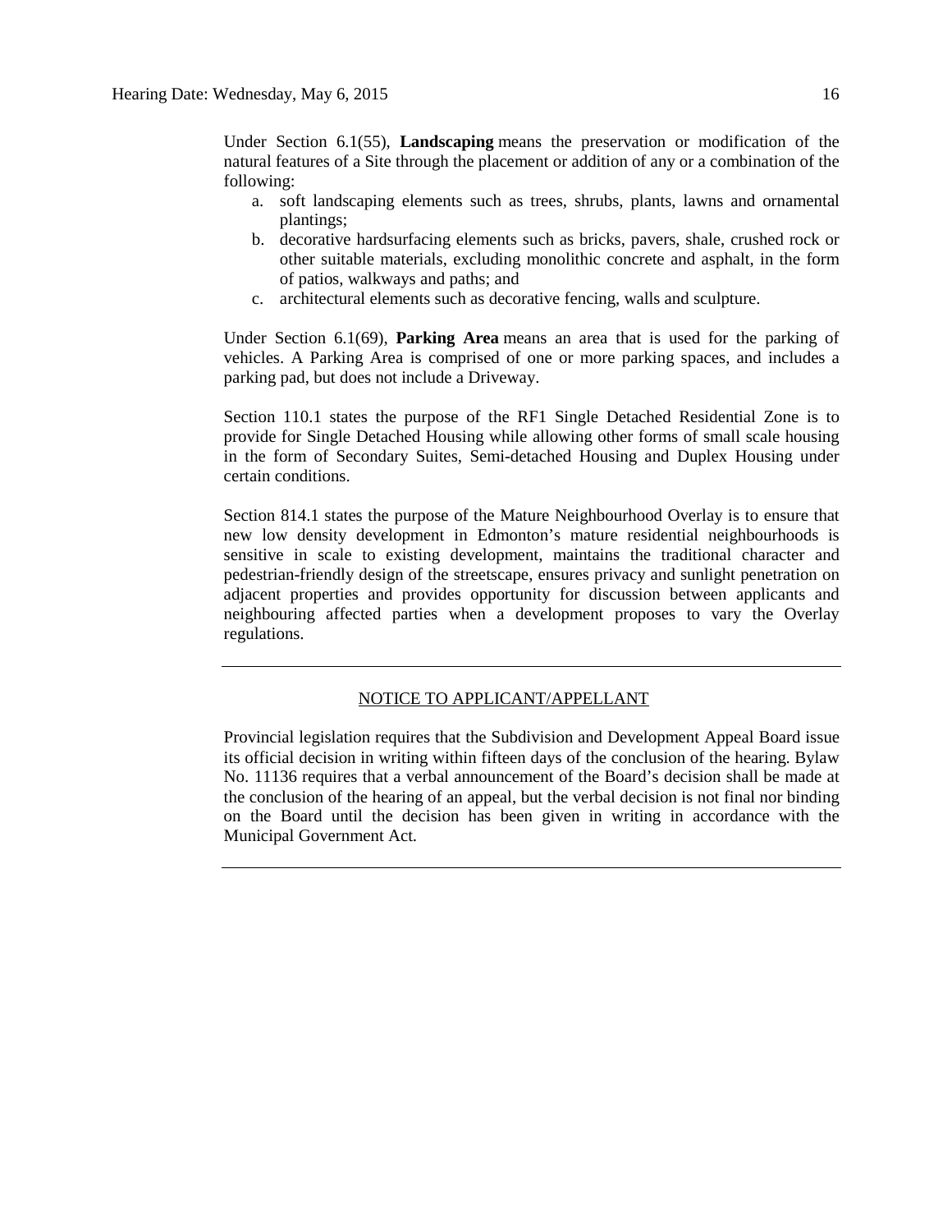Under Section 6.1(55), **Landscaping** means the preservation or modification of the natural features of a Site through the placement or addition of any or a combination of the following:

a. soft landscaping elements such as trees, shrubs, plants, lawns and ornamental plantings;
b. decorative hardsurfacing elements such as bricks, pavers, shale, crushed rock or other suitable materials, excluding monolithic concrete and asphalt, in the form of patios, walkways and paths; and
c. architectural elements such as decorative fencing, walls and sculpture.

Under Section 6.1(69), **Parking Area** means an area that is used for the parking of vehicles. A Parking Area is comprised of one or more parking spaces, and includes a parking pad, but does not include a Driveway.

Section 110.1 states the purpose of the RF1 Single Detached Residential Zone is to provide for Single Detached Housing while allowing other forms of small scale housing in the form of Secondary Suites, Semi-detached Housing and Duplex Housing under certain conditions.

Section 814.1 states the purpose of the Mature Neighbourhood Overlay is to ensure that new low density development in Edmonton's mature residential neighbourhoods is sensitive in scale to existing development, maintains the traditional character and pedestrian-friendly design of the streetscape, ensures privacy and sunlight penetration on adjacent properties and provides opportunity for discussion between applicants and neighbouring affected parties when a development proposes to vary the Overlay regulations.

---

NOTICE TO APPLICANT/APPELLANT

Provincial legislation requires that the Subdivision and Development Appeal Board issue its official decision in writing within fifteen days of the conclusion of the hearing. Bylaw No. 11136 requires that a verbal announcement of the Board's decision shall be made at the conclusion of the hearing of an appeal, but the verbal decision is not final nor binding on the Board until the decision has been given in writing in accordance with the Municipal Government Act.

---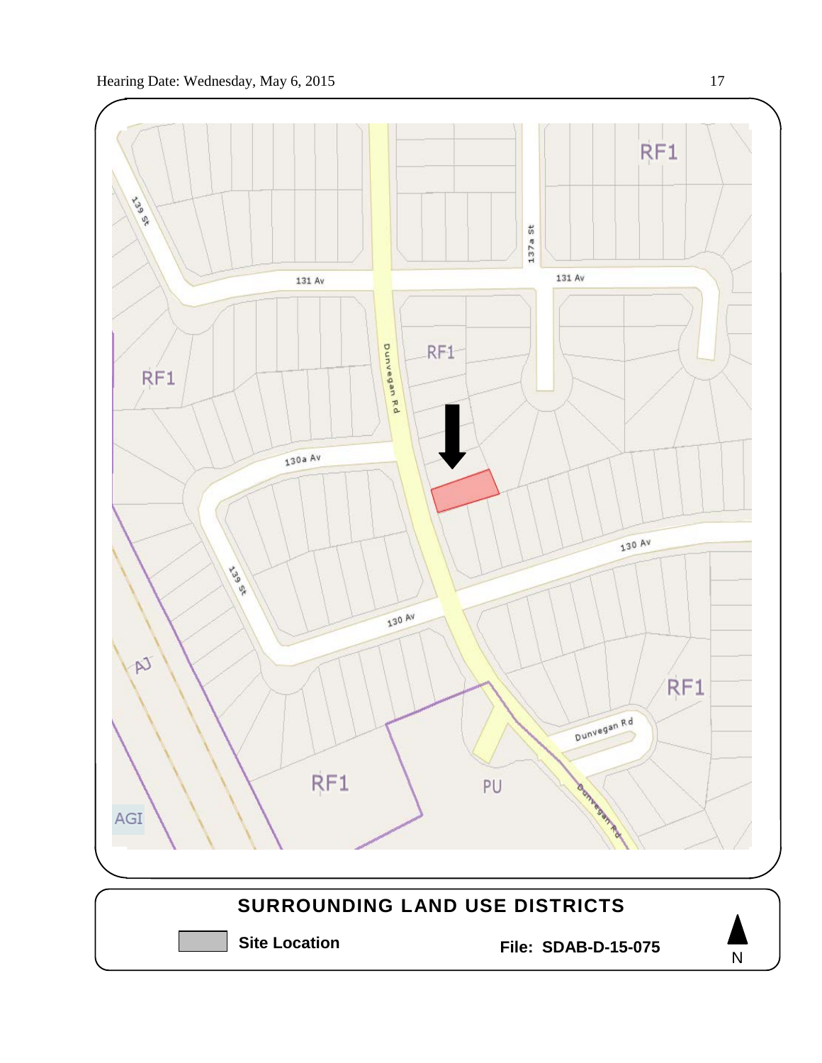Hearing Date: Wednesday, May 6, 2015

RF1

139 St

137a St

131 Av

131 Av

Dunvegan Rd

RF1

RF1

130a Av

130 Av

139 St

130 Av

AJ

RF1

Dunvegan Rd

RF1

PU

Dunvegan Rd

AGI

## SURROUNDING LAND USE DISTRICTS

**Site Location**

**File: SDAB-D-15-075**

N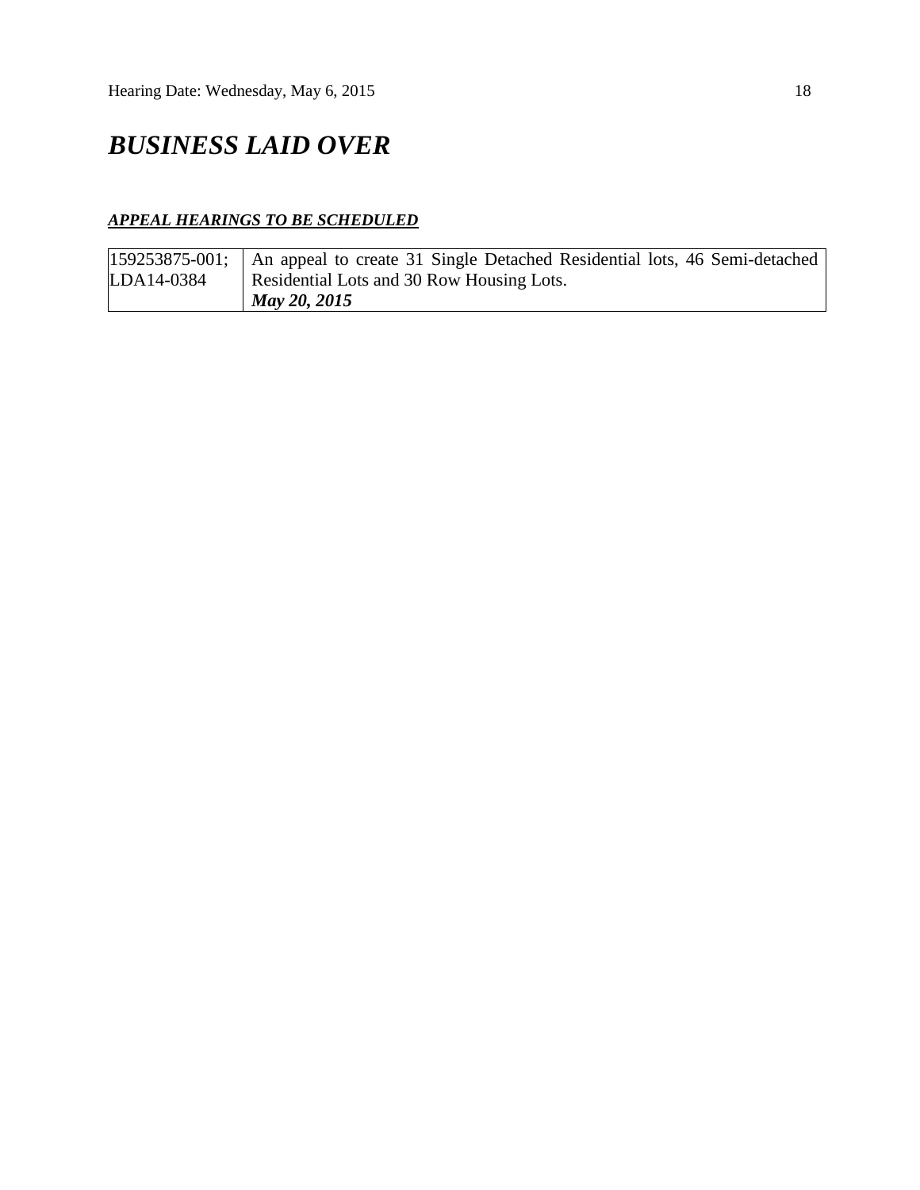# *BUSINESS LAID OVER*

***APPEAL HEARINGS TO BE SCHEDULED***

| | |
|---|---|
| 159253875-001; LDA14-0384 | An appeal to create 31 Single Detached Residential lots, 46 Semi-detached Residential Lots and 30 Row Housing Lots. ***May 20, 2015*** |